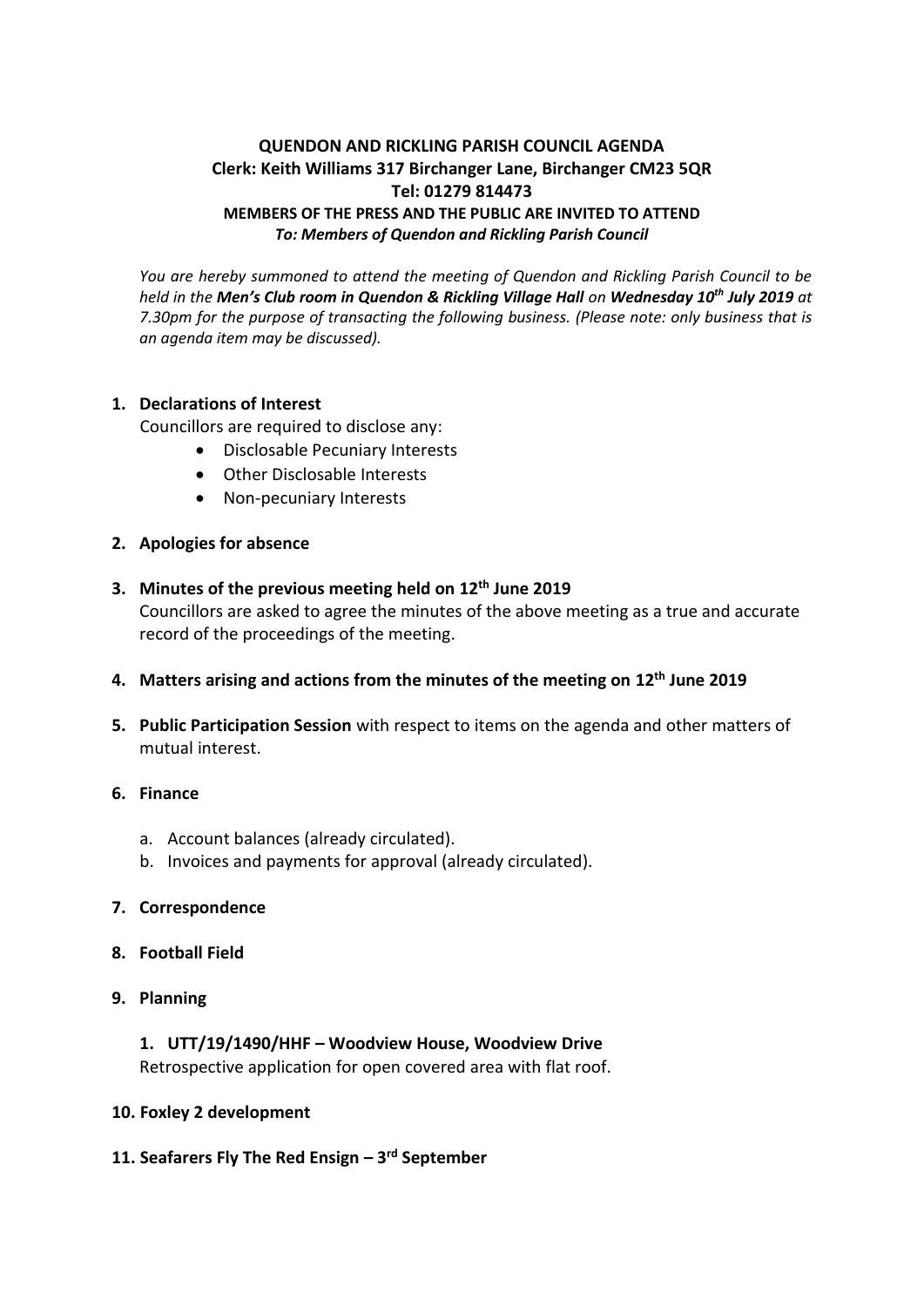**QUENDON AND RICKLING PARISH COUNCIL AGENDA**
**Clerk: Keith Williams 317 Birchanger Lane, Birchanger CM23 5QR**
**Tel: 01279 814473**
**MEMBERS OF THE PRESS AND THE PUBLIC ARE INVITED TO ATTEND**
***To: Members of Quendon and Rickling Parish Council***

*You are hereby summoned to attend the meeting of Quendon and Rickling Parish Council to be held in the **Men's Club room in Quendon & Rickling Village Hall** on **Wednesday 10th July 2019** at 7.30pm for the purpose of transacting the following business. (Please note: only business that is an agenda item may be discussed).*

1. **Declarations of Interest**
   Councillors are required to disclose any:
   - Disclosable Pecuniary Interests
   - Other Disclosable Interests
   - Non-pecuniary Interests

2. **Apologies for absence**

3. **Minutes of the previous meeting held on 12th June 2019**
   Councillors are asked to agree the minutes of the above meeting as a true and accurate record of the proceedings of the meeting.

4. **Matters arising and actions from the minutes of the meeting on 12th June 2019**

5. **Public Participation Session** with respect to items on the agenda and other matters of mutual interest.

6. **Finance**
   a. Account balances (already circulated).
   b. Invoices and payments for approval (already circulated).

7. **Correspondence**

8. **Football Field**

9. **Planning**
   1. **UTT/19/1490/HHF – Woodview House, Woodview Drive**
      Retrospective application for open covered area with flat roof.

10. **Foxley 2 development**

11. **Seafarers Fly The Red Ensign – 3rd September**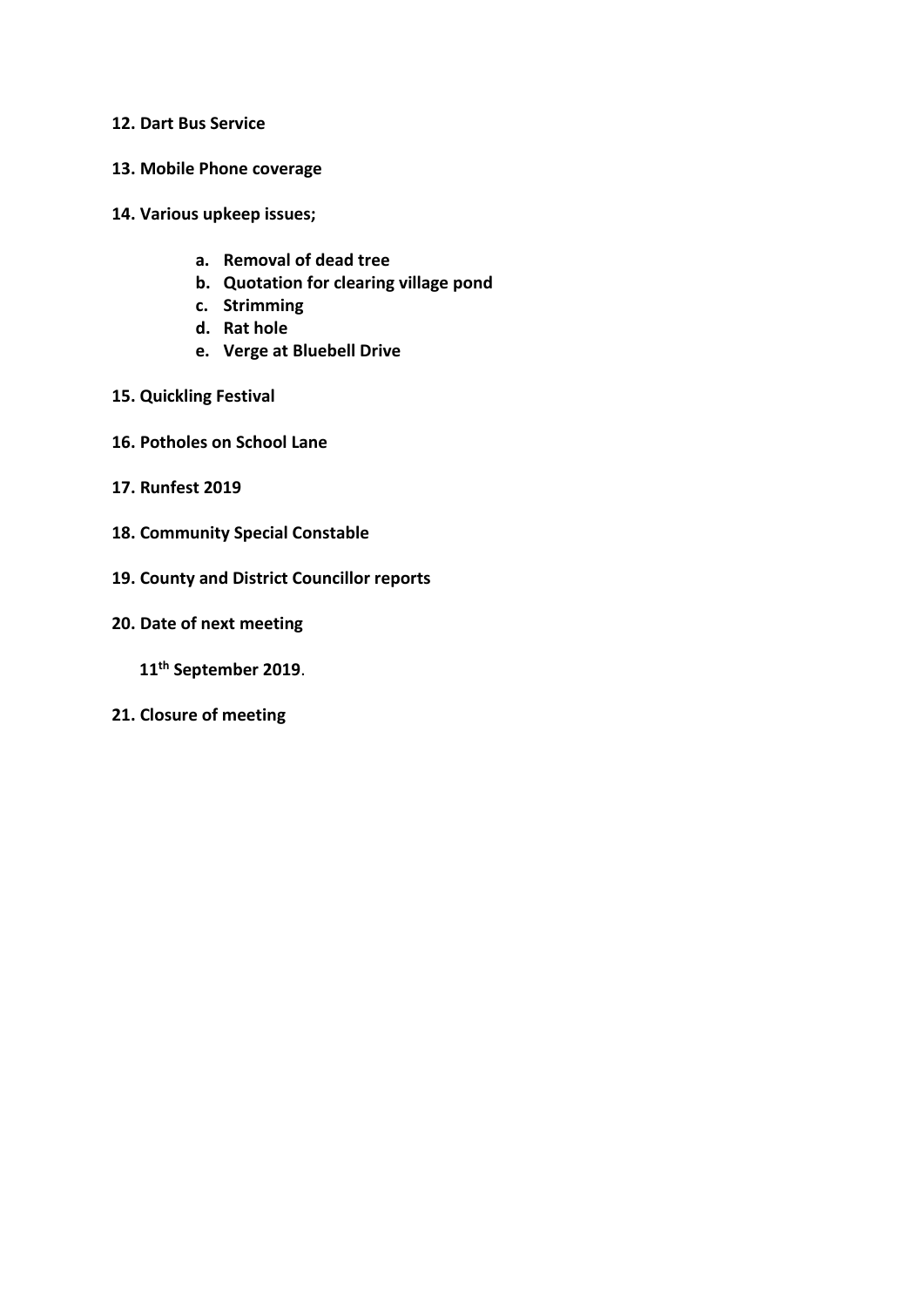**12. Dart Bus Service**

**13. Mobile Phone coverage**

**14. Various upkeep issues;**

- **a. Removal of dead tree**
- **b. Quotation for clearing village pond**
- **c. Strimming**
- **d. Rat hole**
- **e. Verge at Bluebell Drive**

**15. Quickling Festival**

**16. Potholes on School Lane**

**17. Runfest 2019**

**18. Community Special Constable**

**19. County and District Councillor reports**

**20. Date of next meeting**

**11th September 2019**.

**21. Closure of meeting**